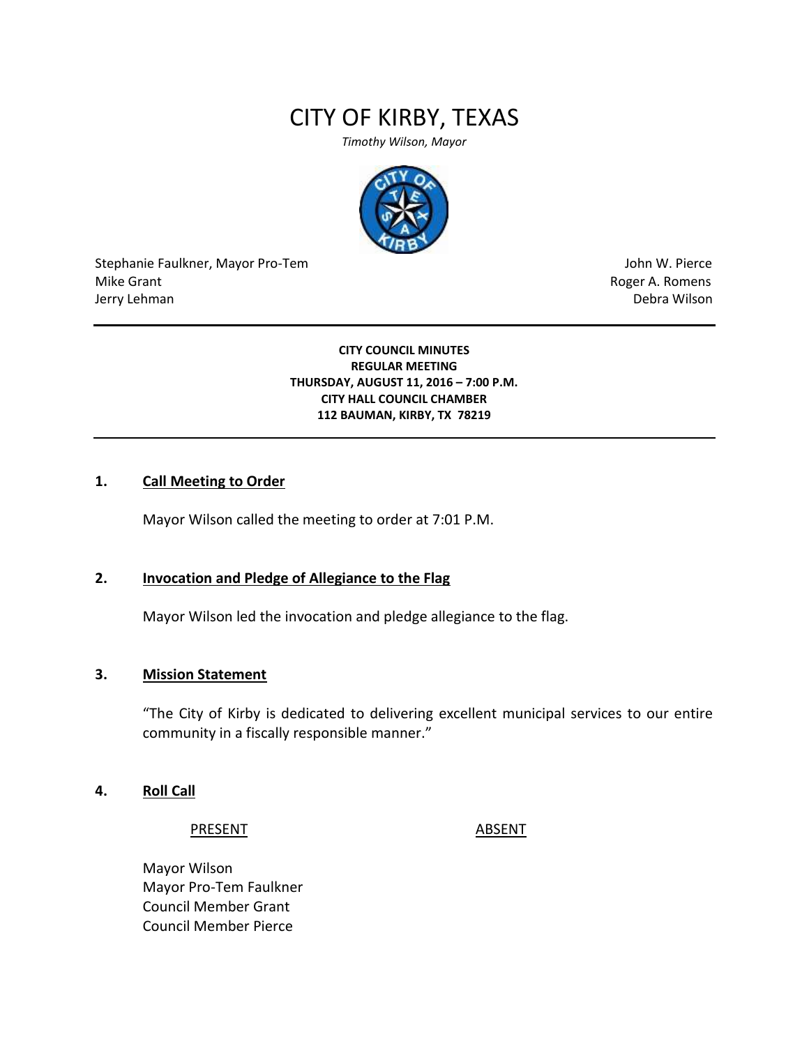# CITY OF KIRBY, TEXAS

*Timothy Wilson, Mayor*

Stephanie Faulkner, Mayor Pro-Tem
Mike Grant
Jerry Lehman

John W. Pierce
Roger A. Romens
Debra Wilson

---

**CITY COUNCIL MINUTES**
**REGULAR MEETING**
**THURSDAY, AUGUST 11, 2016 – 7:00 P.M.**
**CITY HALL COUNCIL CHAMBER**
**112 BAUMAN, KIRBY, TX 78219**

---

## 1. Call Meeting to Order

Mayor Wilson called the meeting to order at 7:01 P.M.

## 2. Invocation and Pledge of Allegiance to the Flag

Mayor Wilson led the invocation and pledge allegiance to the flag.

## 3. Mission Statement

"The City of Kirby is dedicated to delivering excellent municipal services to our entire community in a fiscally responsible manner."

## 4. Roll Call

| PRESENT | ABSENT |
| --- | --- |
| Mayor Wilson | |
| Mayor Pro-Tem Faulkner | |
| Council Member Grant | |
| Council Member Pierce | |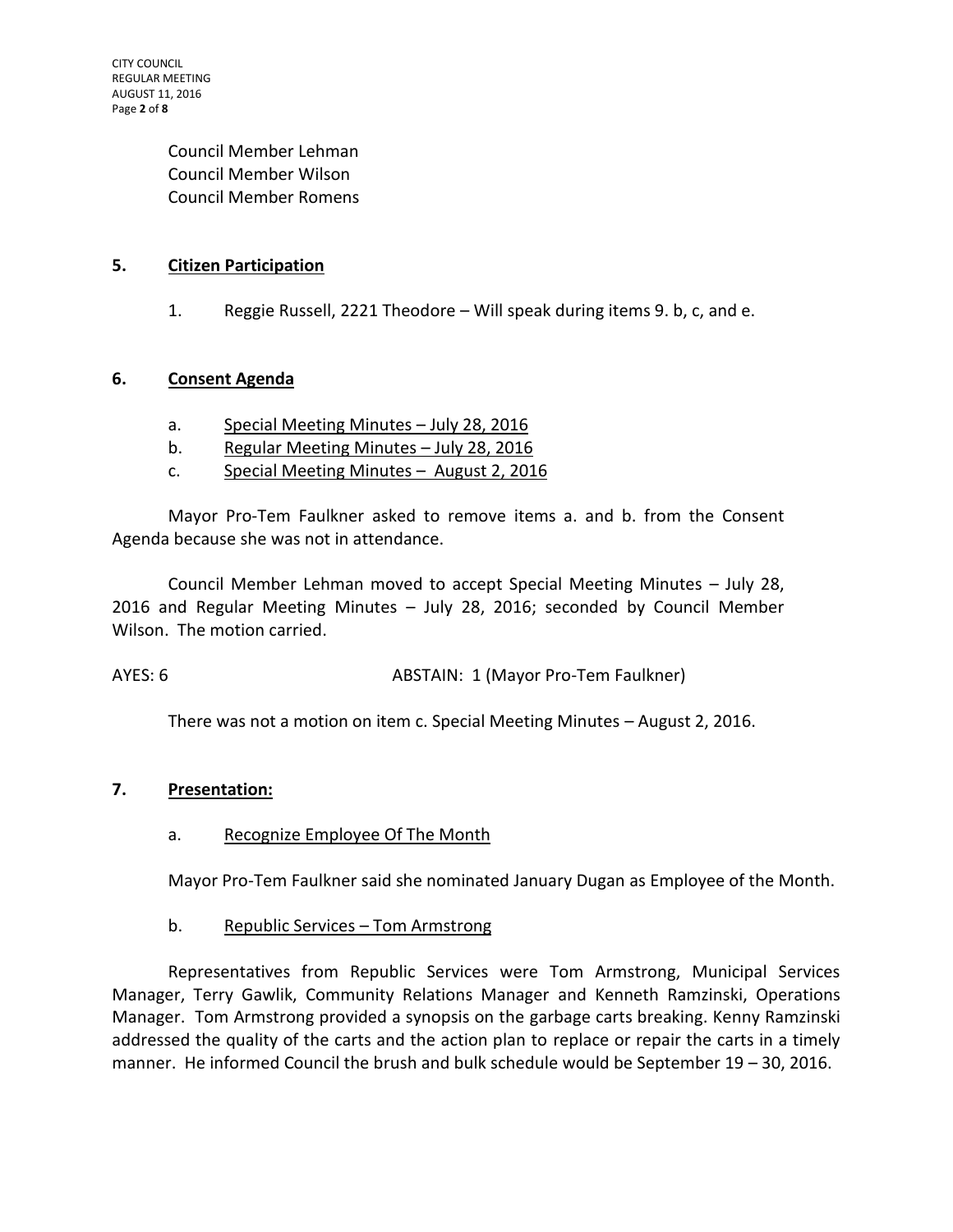Council Member Lehman
Council Member Wilson
Council Member Romens

## 5. Citizen Participation

1. Reggie Russell, 2221 Theodore – Will speak during items 9. b, c, and e.

## 6. Consent Agenda

a. Special Meeting Minutes – July 28, 2016
b. Regular Meeting Minutes – July 28, 2016
c. Special Meeting Minutes – August 2, 2016

Mayor Pro-Tem Faulkner asked to remove items a. and b. from the Consent Agenda because she was not in attendance.

Council Member Lehman moved to accept Special Meeting Minutes – July 28, 2016 and Regular Meeting Minutes – July 28, 2016; seconded by Council Member Wilson. The motion carried.

AYES: 6 ABSTAIN: 1 (Mayor Pro-Tem Faulkner)

There was not a motion on item c. Special Meeting Minutes – August 2, 2016.

## 7. Presentation:

a. Recognize Employee Of The Month

Mayor Pro-Tem Faulkner said she nominated January Dugan as Employee of the Month.

b. Republic Services – Tom Armstrong

Representatives from Republic Services were Tom Armstrong, Municipal Services Manager, Terry Gawlik, Community Relations Manager and Kenneth Ramzinski, Operations Manager. Tom Armstrong provided a synopsis on the garbage carts breaking. Kenny Ramzinski addressed the quality of the carts and the action plan to replace or repair the carts in a timely manner. He informed Council the brush and bulk schedule would be September 19 – 30, 2016.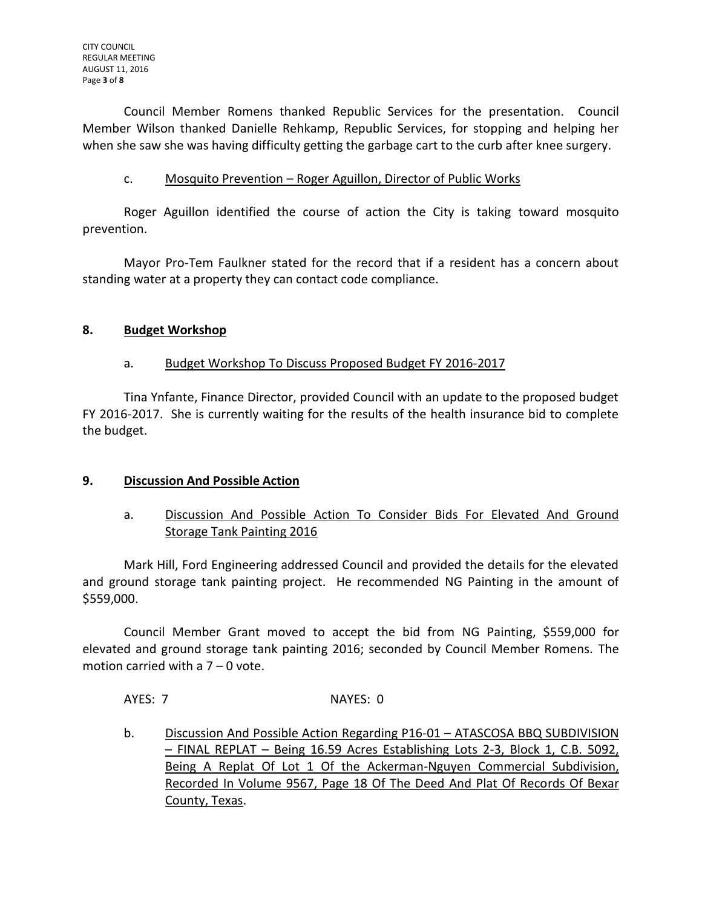Council Member Romens thanked Republic Services for the presentation. Council Member Wilson thanked Danielle Rehkamp, Republic Services, for stopping and helping her when she saw she was having difficulty getting the garbage cart to the curb after knee surgery.

c. Mosquito Prevention – Roger Aguillon, Director of Public Works

Roger Aguillon identified the course of action the City is taking toward mosquito prevention.

Mayor Pro-Tem Faulkner stated for the record that if a resident has a concern about standing water at a property they can contact code compliance.

## 8. Budget Workshop

a. Budget Workshop To Discuss Proposed Budget FY 2016-2017

Tina Ynfante, Finance Director, provided Council with an update to the proposed budget FY 2016-2017. She is currently waiting for the results of the health insurance bid to complete the budget.

## 9. Discussion And Possible Action

a. Discussion And Possible Action To Consider Bids For Elevated And Ground Storage Tank Painting 2016

Mark Hill, Ford Engineering addressed Council and provided the details for the elevated and ground storage tank painting project. He recommended NG Painting in the amount of $559,000.

Council Member Grant moved to accept the bid from NG Painting, $559,000 for elevated and ground storage tank painting 2016; seconded by Council Member Romens. The motion carried with a 7 – 0 vote.

AYES: 7 NAYES: 0

b. Discussion And Possible Action Regarding P16-01 – ATASCOSA BBQ SUBDIVISION – FINAL REPLAT – Being 16.59 Acres Establishing Lots 2-3, Block 1, C.B. 5092, Being A Replat Of Lot 1 Of the Ackerman-Nguyen Commercial Subdivision, Recorded In Volume 9567, Page 18 Of The Deed And Plat Of Records Of Bexar County, Texas.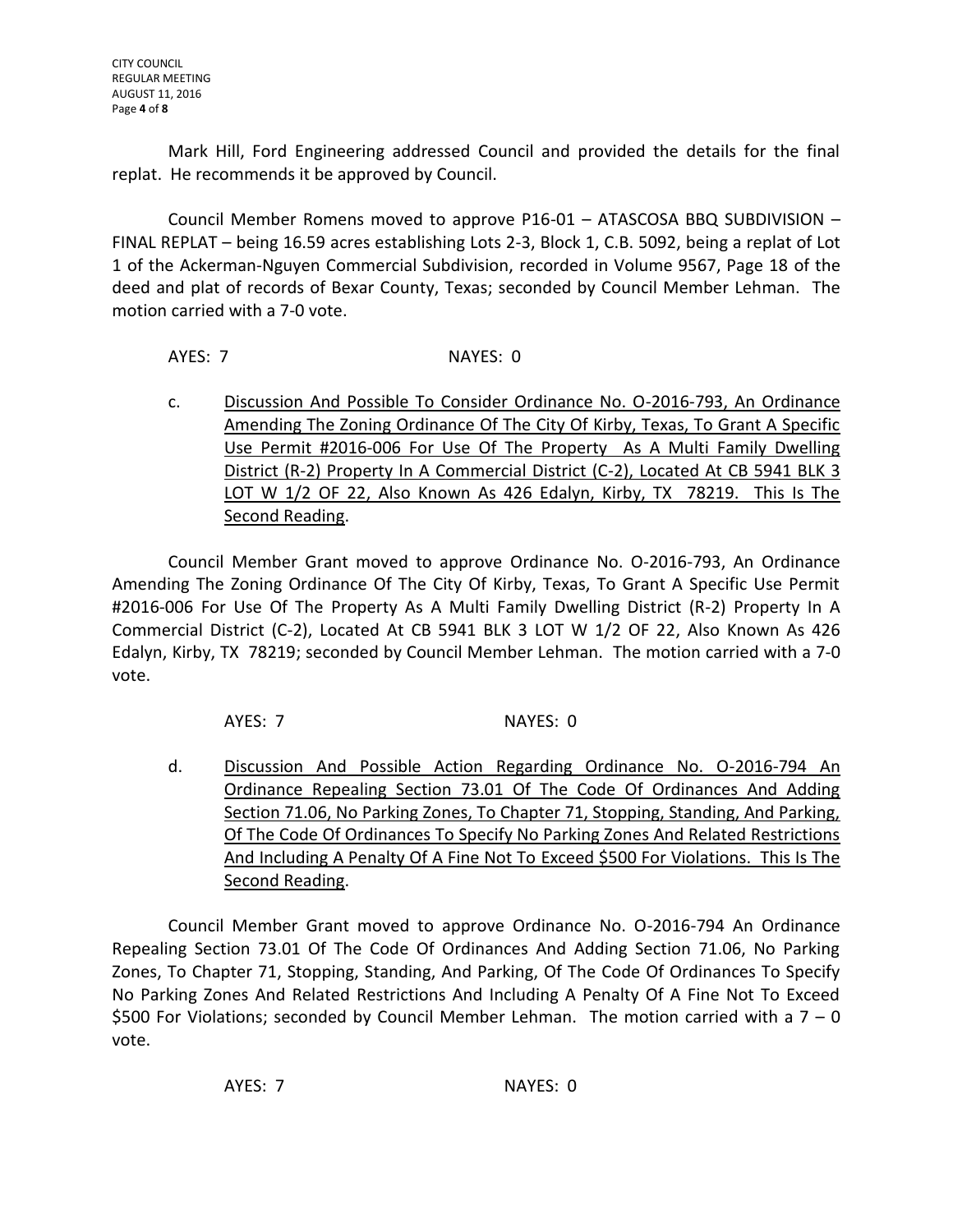Mark Hill, Ford Engineering addressed Council and provided the details for the final replat. He recommends it be approved by Council.

Council Member Romens moved to approve P16-01 – ATASCOSA BBQ SUBDIVISION – FINAL REPLAT – being 16.59 acres establishing Lots 2-3, Block 1, C.B. 5092, being a replat of Lot 1 of the Ackerman-Nguyen Commercial Subdivision, recorded in Volume 9567, Page 18 of the deed and plat of records of Bexar County, Texas; seconded by Council Member Lehman. The motion carried with a 7-0 vote.

AYES: 7 NAYES: 0

c. Discussion And Possible To Consider Ordinance No. O-2016-793, An Ordinance Amending The Zoning Ordinance Of The City Of Kirby, Texas, To Grant A Specific Use Permit #2016-006 For Use Of The Property As A Multi Family Dwelling District (R-2) Property In A Commercial District (C-2), Located At CB 5941 BLK 3 LOT W 1/2 OF 22, Also Known As 426 Edalyn, Kirby, TX 78219. This Is The Second Reading.

Council Member Grant moved to approve Ordinance No. O-2016-793, An Ordinance Amending The Zoning Ordinance Of The City Of Kirby, Texas, To Grant A Specific Use Permit #2016-006 For Use Of The Property As A Multi Family Dwelling District (R-2) Property In A Commercial District (C-2), Located At CB 5941 BLK 3 LOT W 1/2 OF 22, Also Known As 426 Edalyn, Kirby, TX 78219; seconded by Council Member Lehman. The motion carried with a 7-0 vote.

AYES: 7 NAYES: 0

d. Discussion And Possible Action Regarding Ordinance No. O-2016-794 An Ordinance Repealing Section 73.01 Of The Code Of Ordinances And Adding Section 71.06, No Parking Zones, To Chapter 71, Stopping, Standing, And Parking, Of The Code Of Ordinances To Specify No Parking Zones And Related Restrictions And Including A Penalty Of A Fine Not To Exceed $500 For Violations. This Is The Second Reading.

Council Member Grant moved to approve Ordinance No. O-2016-794 An Ordinance Repealing Section 73.01 Of The Code Of Ordinances And Adding Section 71.06, No Parking Zones, To Chapter 71, Stopping, Standing, And Parking, Of The Code Of Ordinances To Specify No Parking Zones And Related Restrictions And Including A Penalty Of A Fine Not To Exceed $500 For Violations; seconded by Council Member Lehman. The motion carried with a 7 – 0 vote.

AYES: 7 NAYES: 0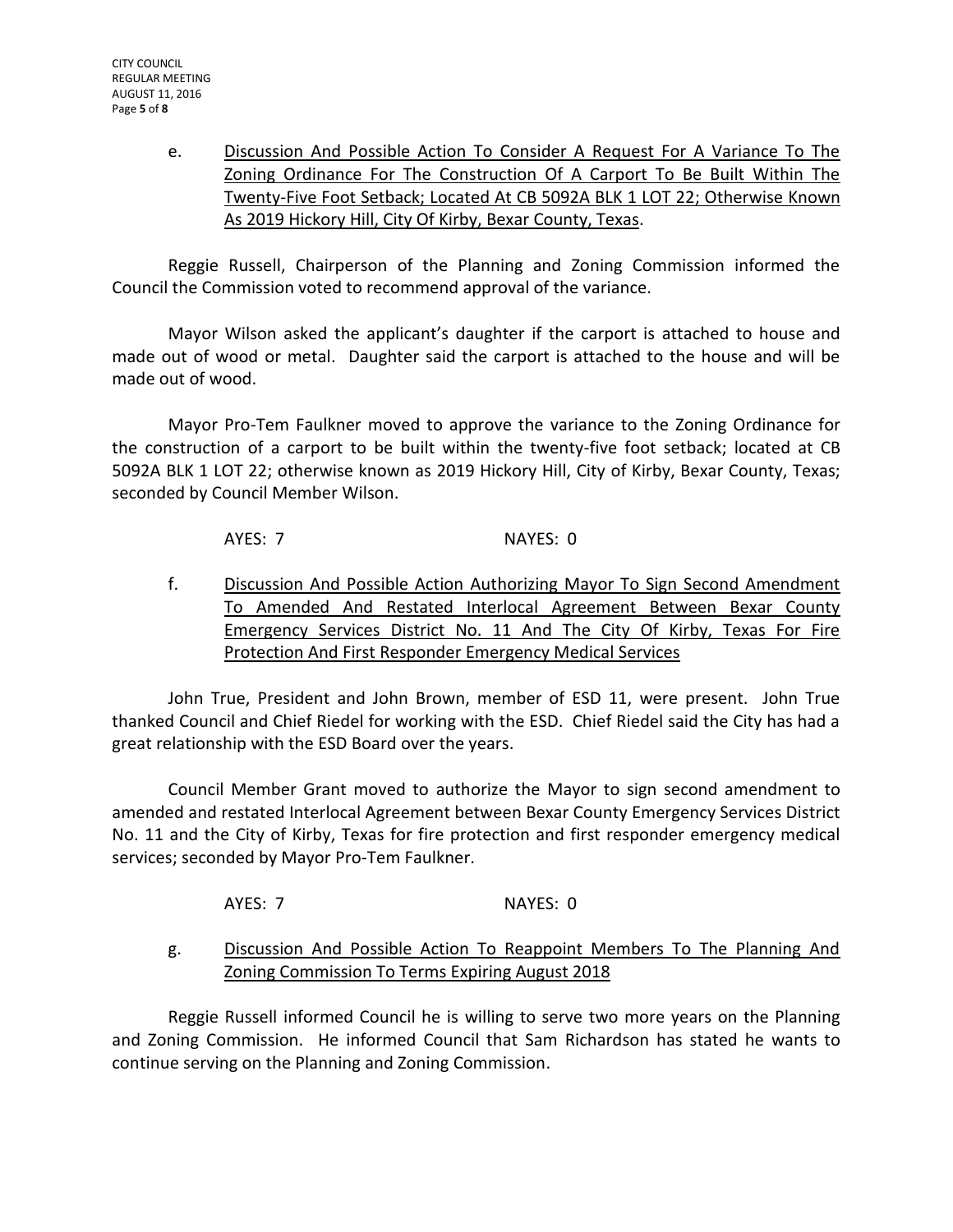e. Discussion And Possible Action To Consider A Request For A Variance To The Zoning Ordinance For The Construction Of A Carport To Be Built Within The Twenty-Five Foot Setback; Located At CB 5092A BLK 1 LOT 22; Otherwise Known As 2019 Hickory Hill, City Of Kirby, Bexar County, Texas.

Reggie Russell, Chairperson of the Planning and Zoning Commission informed the Council the Commission voted to recommend approval of the variance.

Mayor Wilson asked the applicant's daughter if the carport is attached to house and made out of wood or metal. Daughter said the carport is attached to the house and will be made out of wood.

Mayor Pro-Tem Faulkner moved to approve the variance to the Zoning Ordinance for the construction of a carport to be built within the twenty-five foot setback; located at CB 5092A BLK 1 LOT 22; otherwise known as 2019 Hickory Hill, City of Kirby, Bexar County, Texas; seconded by Council Member Wilson.

AYES: 7 NAYES: 0

f. Discussion And Possible Action Authorizing Mayor To Sign Second Amendment To Amended And Restated Interlocal Agreement Between Bexar County Emergency Services District No. 11 And The City Of Kirby, Texas For Fire Protection And First Responder Emergency Medical Services

John True, President and John Brown, member of ESD 11, were present. John True thanked Council and Chief Riedel for working with the ESD. Chief Riedel said the City has had a great relationship with the ESD Board over the years.

Council Member Grant moved to authorize the Mayor to sign second amendment to amended and restated Interlocal Agreement between Bexar County Emergency Services District No. 11 and the City of Kirby, Texas for fire protection and first responder emergency medical services; seconded by Mayor Pro-Tem Faulkner.

AYES: 7 NAYES: 0

g. Discussion And Possible Action To Reappoint Members To The Planning And Zoning Commission To Terms Expiring August 2018

Reggie Russell informed Council he is willing to serve two more years on the Planning and Zoning Commission. He informed Council that Sam Richardson has stated he wants to continue serving on the Planning and Zoning Commission.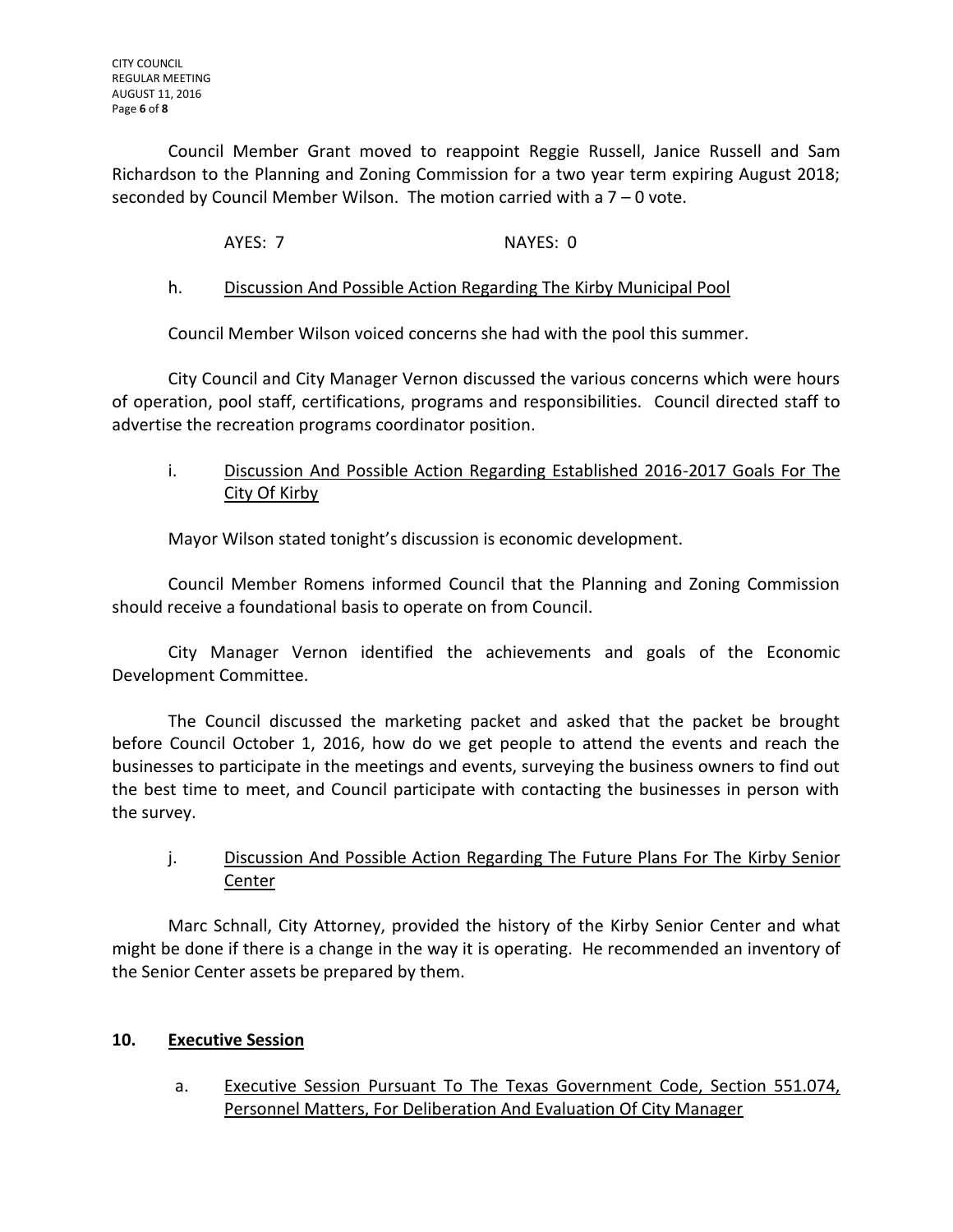Council Member Grant moved to reappoint Reggie Russell, Janice Russell and Sam Richardson to the Planning and Zoning Commission for a two year term expiring August 2018; seconded by Council Member Wilson. The motion carried with a 7 – 0 vote.

AYES: 7 NAYES: 0

h. Discussion And Possible Action Regarding The Kirby Municipal Pool

Council Member Wilson voiced concerns she had with the pool this summer.

City Council and City Manager Vernon discussed the various concerns which were hours of operation, pool staff, certifications, programs and responsibilities. Council directed staff to advertise the recreation programs coordinator position.

i. Discussion And Possible Action Regarding Established 2016-2017 Goals For The City Of Kirby

Mayor Wilson stated tonight's discussion is economic development.

Council Member Romens informed Council that the Planning and Zoning Commission should receive a foundational basis to operate on from Council.

City Manager Vernon identified the achievements and goals of the Economic Development Committee.

The Council discussed the marketing packet and asked that the packet be brought before Council October 1, 2016, how do we get people to attend the events and reach the businesses to participate in the meetings and events, surveying the business owners to find out the best time to meet, and Council participate with contacting the businesses in person with the survey.

j. Discussion And Possible Action Regarding The Future Plans For The Kirby Senior Center

Marc Schnall, City Attorney, provided the history of the Kirby Senior Center and what might be done if there is a change in the way it is operating. He recommended an inventory of the Senior Center assets be prepared by them.

## 10. Executive Session

a. Executive Session Pursuant To The Texas Government Code, Section 551.074, Personnel Matters, For Deliberation And Evaluation Of City Manager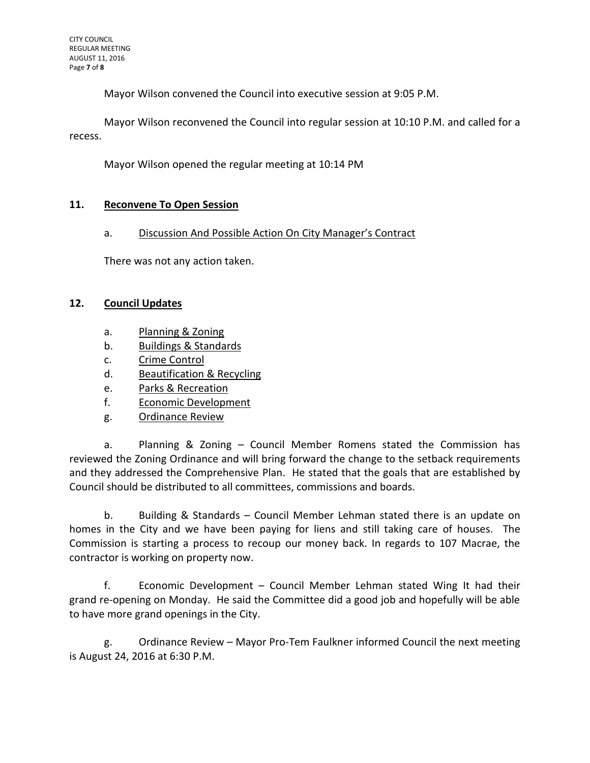Mayor Wilson convened the Council into executive session at 9:05 P.M.

Mayor Wilson reconvened the Council into regular session at 10:10 P.M. and called for a recess.

Mayor Wilson opened the regular meeting at 10:14 PM

## 11. Reconvene To Open Session

a. Discussion And Possible Action On City Manager's Contract

There was not any action taken.

## 12. Council Updates

a. Planning & Zoning
b. Buildings & Standards
c. Crime Control
d. Beautification & Recycling
e. Parks & Recreation
f. Economic Development
g. Ordinance Review

a. Planning & Zoning – Council Member Romens stated the Commission has reviewed the Zoning Ordinance and will bring forward the change to the setback requirements and they addressed the Comprehensive Plan. He stated that the goals that are established by Council should be distributed to all committees, commissions and boards.

b. Building & Standards – Council Member Lehman stated there is an update on homes in the City and we have been paying for liens and still taking care of houses. The Commission is starting a process to recoup our money back. In regards to 107 Macrae, the contractor is working on property now.

f. Economic Development – Council Member Lehman stated Wing It had their grand re-opening on Monday. He said the Committee did a good job and hopefully will be able to have more grand openings in the City.

g. Ordinance Review – Mayor Pro-Tem Faulkner informed Council the next meeting is August 24, 2016 at 6:30 P.M.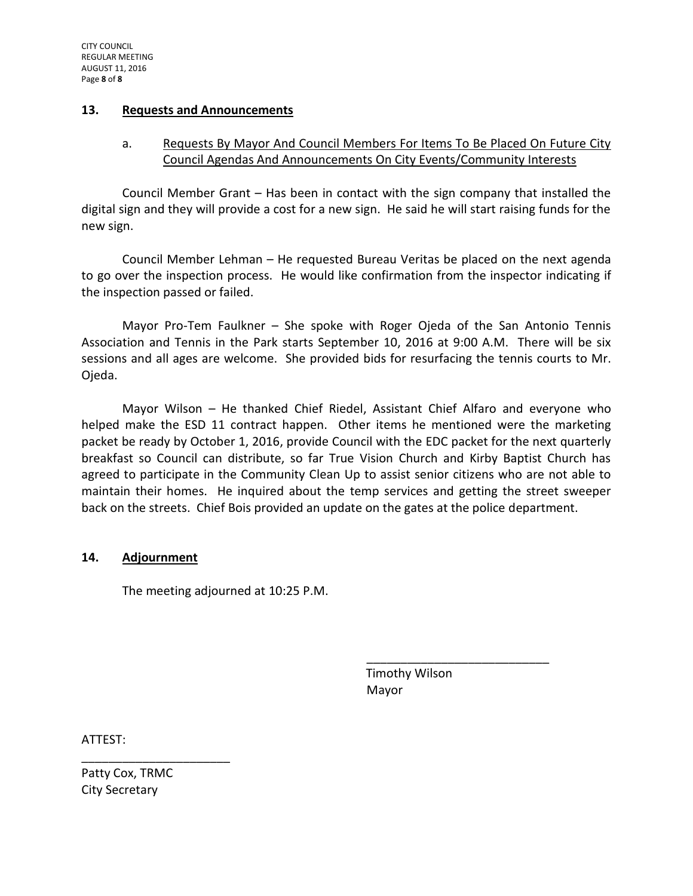## 13. Requests and Announcements

a. Requests By Mayor And Council Members For Items To Be Placed On Future City Council Agendas And Announcements On City Events/Community Interests

Council Member Grant – Has been in contact with the sign company that installed the digital sign and they will provide a cost for a new sign. He said he will start raising funds for the new sign.

Council Member Lehman – He requested Bureau Veritas be placed on the next agenda to go over the inspection process. He would like confirmation from the inspector indicating if the inspection passed or failed.

Mayor Pro-Tem Faulkner – She spoke with Roger Ojeda of the San Antonio Tennis Association and Tennis in the Park starts September 10, 2016 at 9:00 A.M. There will be six sessions and all ages are welcome. She provided bids for resurfacing the tennis courts to Mr. Ojeda.

Mayor Wilson – He thanked Chief Riedel, Assistant Chief Alfaro and everyone who helped make the ESD 11 contract happen. Other items he mentioned were the marketing packet be ready by October 1, 2016, provide Council with the EDC packet for the next quarterly breakfast so Council can distribute, so far True Vision Church and Kirby Baptist Church has agreed to participate in the Community Clean Up to assist senior citizens who are not able to maintain their homes. He inquired about the temp services and getting the street sweeper back on the streets. Chief Bois provided an update on the gates at the police department.

## 14. Adjournment

The meeting adjourned at 10:25 P.M.

___________________________
Timothy Wilson
Mayor

ATTEST:

______________________
Patty Cox, TRMC
City Secretary